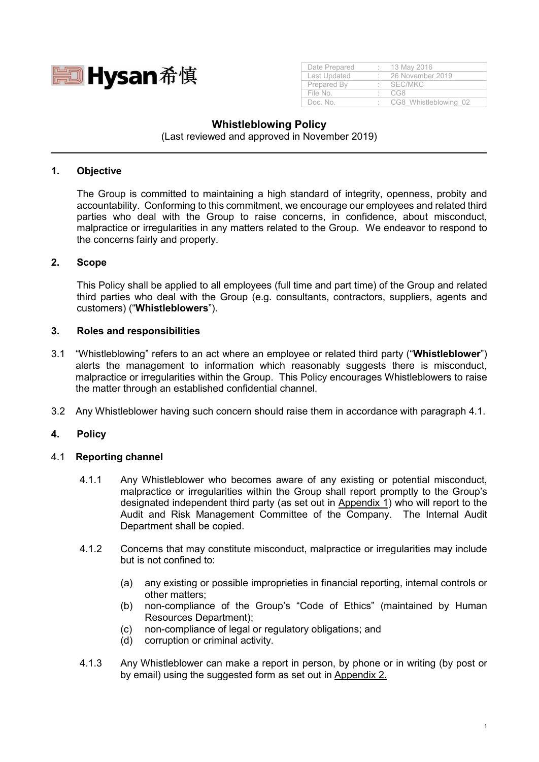Hysan 希慎

| Date Prepared | : | 13 May 2016 |
|---|---|---|
| Last Updated | : | 26 November 2019 |
| Prepared By | : | SEC/MKC |
| File No. | : | CG8 |
| Doc. No. | : | CG8_Whistleblowing_02 |

# Whistleblowing Policy

(Last reviewed and approved in November 2019)

## 1. Objective

The Group is committed to maintaining a high standard of integrity, openness, probity and accountability. Conforming to this commitment, we encourage our employees and related third parties who deal with the Group to raise concerns, in confidence, about misconduct, malpractice or irregularities in any matters related to the Group. We endeavor to respond to the concerns fairly and properly.

## 2. Scope

This Policy shall be applied to all employees (full time and part time) of the Group and related third parties who deal with the Group (e.g. consultants, contractors, suppliers, agents and customers) ("**Whistleblowers**").

## 3. Roles and responsibilities

3.1 "Whistleblowing" refers to an act where an employee or related third party ("**Whistleblower**") alerts the management to information which reasonably suggests there is misconduct, malpractice or irregularities within the Group. This Policy encourages Whistleblowers to raise the matter through an established confidential channel.

3.2 Any Whistleblower having such concern should raise them in accordance with paragraph 4.1.

## 4. Policy

### 4.1 Reporting channel

4.1.1 Any Whistleblower who becomes aware of any existing or potential misconduct, malpractice or irregularities within the Group shall report promptly to the Group's designated independent third party (as set out in Appendix 1) who will report to the Audit and Risk Management Committee of the Company. The Internal Audit Department shall be copied.

4.1.2 Concerns that may constitute misconduct, malpractice or irregularities may include but is not confined to:

- (a) any existing or possible improprieties in financial reporting, internal controls or other matters;
- (b) non-compliance of the Group's "Code of Ethics" (maintained by Human Resources Department);
- (c) non-compliance of legal or regulatory obligations; and
- (d) corruption or criminal activity.

4.1.3 Any Whistleblower can make a report in person, by phone or in writing (by post or by email) using the suggested form as set out in Appendix 2.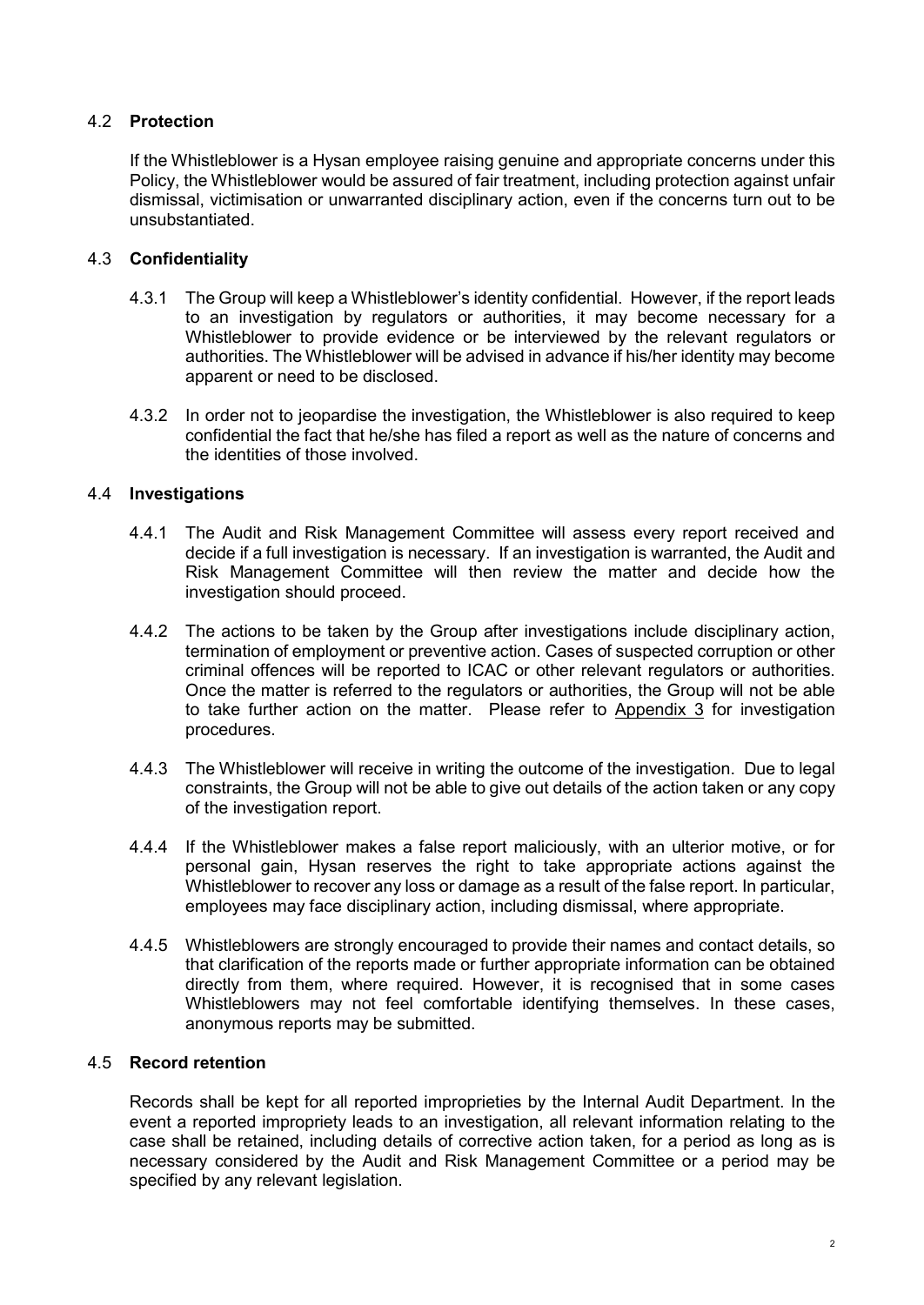### 4.2 Protection

If the Whistleblower is a Hysan employee raising genuine and appropriate concerns under this Policy, the Whistleblower would be assured of fair treatment, including protection against unfair dismissal, victimisation or unwarranted disciplinary action, even if the concerns turn out to be unsubstantiated.

### 4.3 Confidentiality

4.3.1 The Group will keep a Whistleblower's identity confidential. However, if the report leads to an investigation by regulators or authorities, it may become necessary for a Whistleblower to provide evidence or be interviewed by the relevant regulators or authorities. The Whistleblower will be advised in advance if his/her identity may become apparent or need to be disclosed.

4.3.2 In order not to jeopardise the investigation, the Whistleblower is also required to keep confidential the fact that he/she has filed a report as well as the nature of concerns and the identities of those involved.

### 4.4 Investigations

4.4.1 The Audit and Risk Management Committee will assess every report received and decide if a full investigation is necessary. If an investigation is warranted, the Audit and Risk Management Committee will then review the matter and decide how the investigation should proceed.

4.4.2 The actions to be taken by the Group after investigations include disciplinary action, termination of employment or preventive action. Cases of suspected corruption or other criminal offences will be reported to ICAC or other relevant regulators or authorities. Once the matter is referred to the regulators or authorities, the Group will not be able to take further action on the matter. Please refer to Appendix 3 for investigation procedures.

4.4.3 The Whistleblower will receive in writing the outcome of the investigation. Due to legal constraints, the Group will not be able to give out details of the action taken or any copy of the investigation report.

4.4.4 If the Whistleblower makes a false report maliciously, with an ulterior motive, or for personal gain, Hysan reserves the right to take appropriate actions against the Whistleblower to recover any loss or damage as a result of the false report. In particular, employees may face disciplinary action, including dismissal, where appropriate.

4.4.5 Whistleblowers are strongly encouraged to provide their names and contact details, so that clarification of the reports made or further appropriate information can be obtained directly from them, where required. However, it is recognised that in some cases Whistleblowers may not feel comfortable identifying themselves. In these cases, anonymous reports may be submitted.

### 4.5 Record retention

Records shall be kept for all reported improprieties by the Internal Audit Department. In the event a reported impropriety leads to an investigation, all relevant information relating to the case shall be retained, including details of corrective action taken, for a period as long as is necessary considered by the Audit and Risk Management Committee or a period may be specified by any relevant legislation.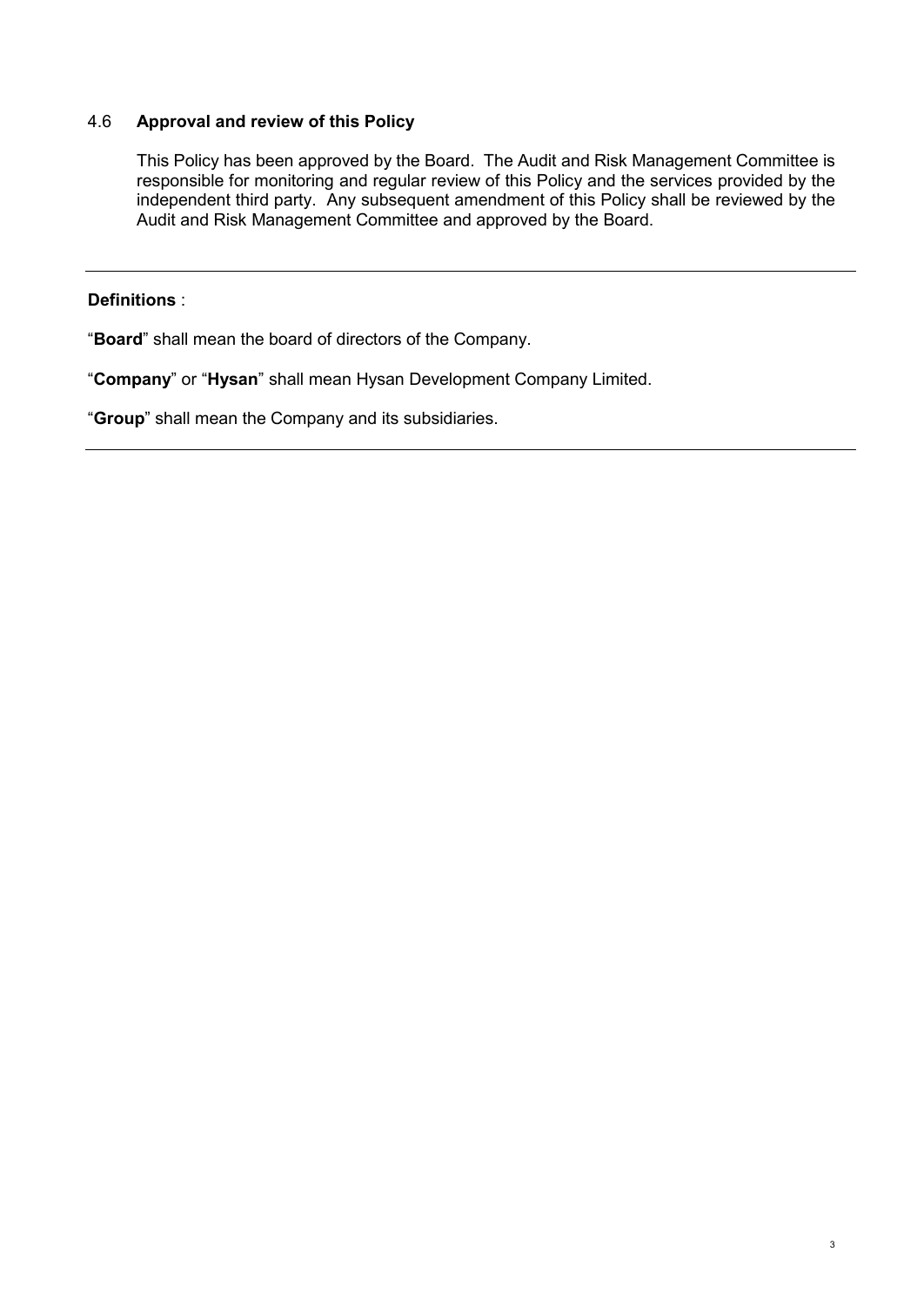### 4.6 Approval and review of this Policy

This Policy has been approved by the Board. The Audit and Risk Management Committee is responsible for monitoring and regular review of this Policy and the services provided by the independent third party. Any subsequent amendment of this Policy shall be reviewed by the Audit and Risk Management Committee and approved by the Board.

---

**Definitions** :

"**Board**" shall mean the board of directors of the Company.

"**Company**" or "**Hysan**" shall mean Hysan Development Company Limited.

"**Group**" shall mean the Company and its subsidiaries.

---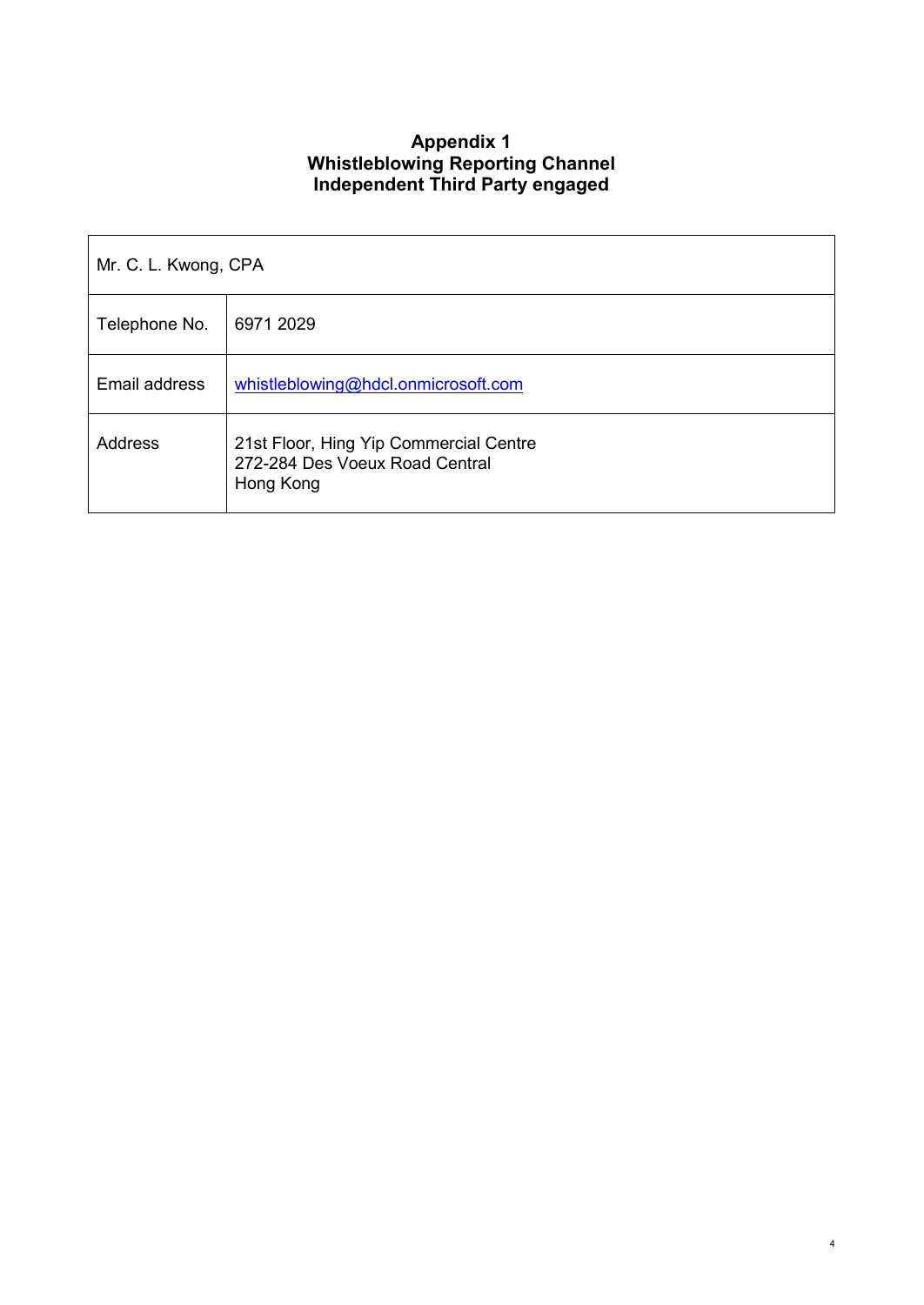# Appendix 1
## Whistleblowing Reporting Channel
## Independent Third Party engaged

| Mr. C. L. Kwong, CPA | |
|---|---|
| Telephone No. | 6971 2029 |
| Email address | whistleblowing@hdcl.onmicrosoft.com |
| Address | 21st Floor, Hing Yip Commercial Centre<br>272-284 Des Voeux Road Central<br>Hong Kong |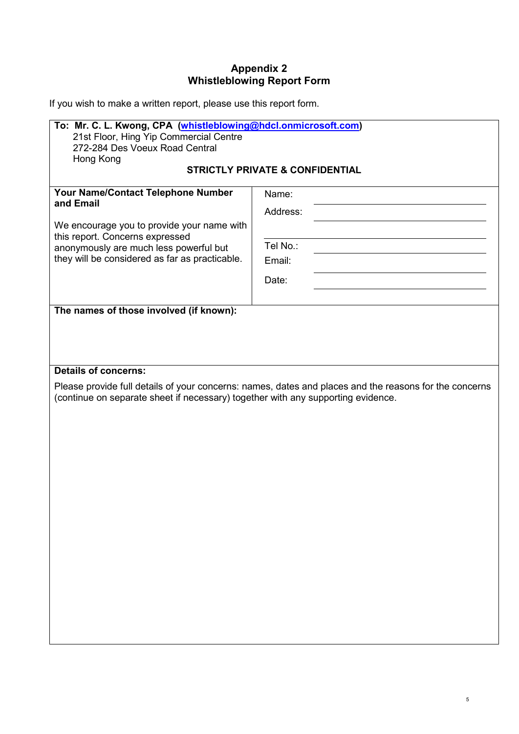## Appendix 2
## Whistleblowing Report Form

If you wish to make a written report, please use this report form.

**To: Mr. C. L. Kwong, CPA (whistleblowing@hdcl.onmicrosoft.com)**
21st Floor, Hing Yip Commercial Centre
272-284 Des Voeux Road Central
Hong Kong

**STRICTLY PRIVATE & CONFIDENTIAL**

| **Your Name/Contact Telephone Number and Email**<br><br>We encourage you to provide your name with this report. Concerns expressed anonymously are much less powerful but they will be considered as far as practicable. | Name: ____________________<br>Address: ____________________<br>____________________<br>Tel No.: ____________________<br>Email: ____________________<br>Date: ____________________ |
| --- | --- |

**The names of those involved (if known):**

**Details of concerns:**

Please provide full details of your concerns: names, dates and places and the reasons for the concerns (continue on separate sheet if necessary) together with any supporting evidence.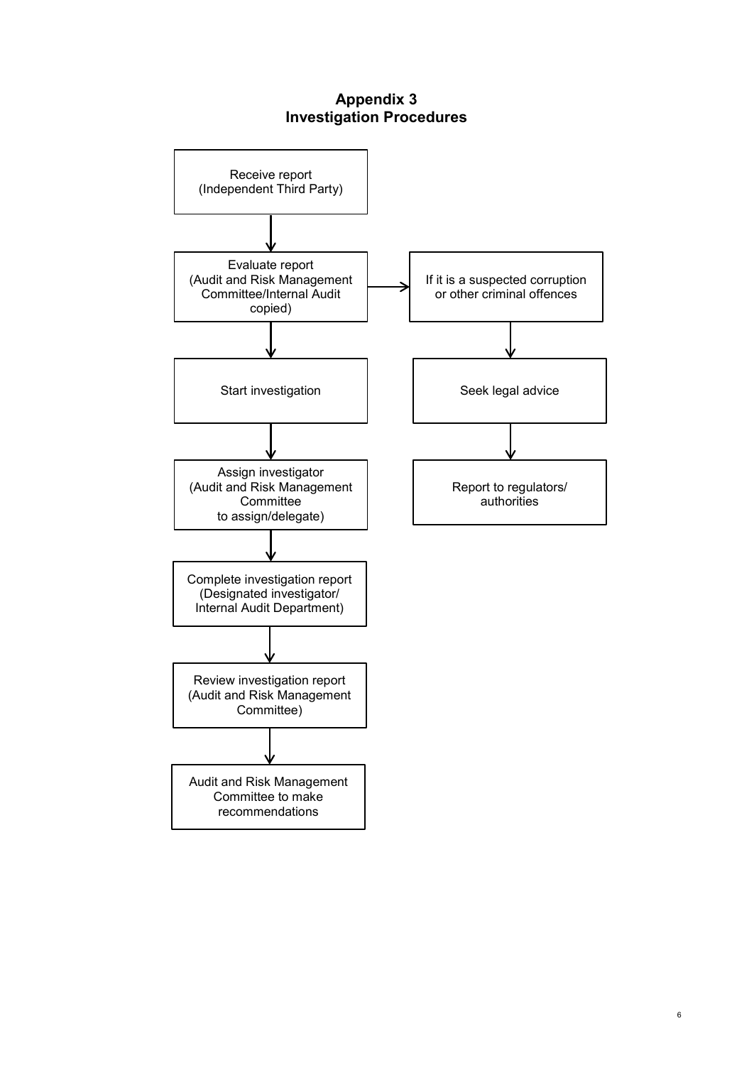# Appendix 3
# Investigation Procedures

Receive report
(Independent Third Party)

Evaluate report
(Audit and Risk Management Committee/Internal Audit copied)

If it is a suspected corruption or other criminal offences

Seek legal advice

Report to regulators/ authorities

Start investigation

Assign investigator
(Audit and Risk Management Committee
to assign/delegate)

Complete investigation report
(Designated investigator/ Internal Audit Department)

Review investigation report
(Audit and Risk Management Committee)

Audit and Risk Management Committee to make recommendations